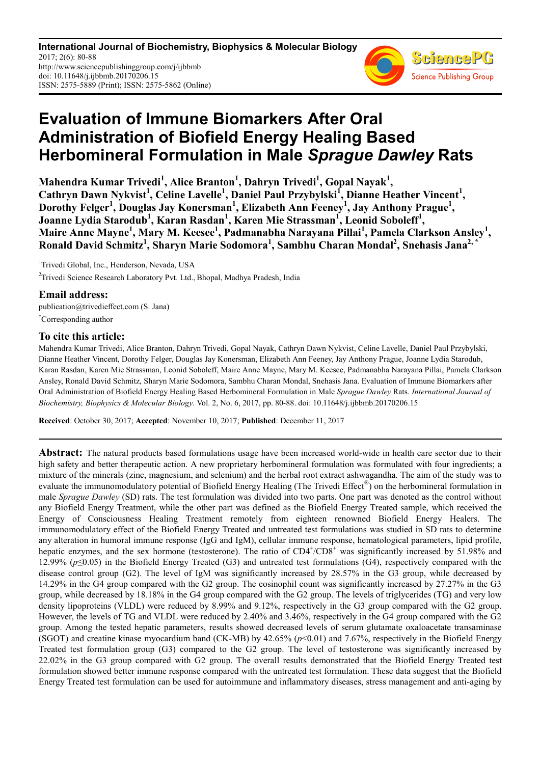**International Journal of Biochemistry, Biophysics & Molecular Biology**
2017; 2(6): 80-88
http://www.sciencepublishinggroup.com/j/ijbbmb
doi: 10.11648/j.ijbbmb.20170206.15
ISSN: 2575-5889 (Print); ISSN: 2575-5862 (Online)

# Evaluation of Immune Biomarkers After Oral Administration of Biofield Energy Healing Based Herbomineral Formulation in Male *Sprague Dawley* Rats

**Mahendra Kumar Trivedi[1], Alice Branton[1], Dahryn Trivedi[1], Gopal Nayak[1], Cathryn Dawn Nykvist[1], Celine Lavelle[1], Daniel Paul Przybylski[1], Dianne Heather Vincent[1], Dorothy Felger[1], Douglas Jay Konersman[1], Elizabeth Ann Feeney[1], Jay Anthony Prague[1], Joanne Lydia Starodub[1], Karan Rasdan[1], Karen Mie Strassman[1], Leonid Soboleff[1], Maire Anne Mayne[1], Mary M. Keesee[1], Padmanabha Narayana Pillai[1], Pamela Clarkson Ansley[1], Ronald David Schmitz[1], Sharyn Marie Sodomora[1], Sambhu Charan Mondal[2], Snehasis Jana[2, *]**

[1]Trivedi Global, Inc., Henderson, Nevada, USA

[2]Trivedi Science Research Laboratory Pvt. Ltd., Bhopal, Madhya Pradesh, India

## Email address:

publication@trivedieffect.com (S. Jana)

[*]Corresponding author

## To cite this article:

Mahendra Kumar Trivedi, Alice Branton, Dahryn Trivedi, Gopal Nayak, Cathryn Dawn Nykvist, Celine Lavelle, Daniel Paul Przybylski, Dianne Heather Vincent, Dorothy Felger, Douglas Jay Konersman, Elizabeth Ann Feeney, Jay Anthony Prague, Joanne Lydia Starodub, Karan Rasdan, Karen Mie Strassman, Leonid Soboleff, Maire Anne Mayne, Mary M. Keesee, Padmanabha Narayana Pillai, Pamela Clarkson Ansley, Ronald David Schmitz, Sharyn Marie Sodomora, Sambhu Charan Mondal, Snehasis Jana. Evaluation of Immune Biomarkers after Oral Administration of Biofield Energy Healing Based Herbomineral Formulation in Male *Sprague Dawley* Rats. *International Journal of Biochemistry, Biophysics & Molecular Biology*. Vol. 2, No. 6, 2017, pp. 80-88. doi: 10.11648/j.ijbbmb.20170206.15

**Received**: October 30, 2017; **Accepted**: November 10, 2017; **Published**: December 11, 2017

---

**Abstract:** The natural products based formulations usage have been increased world-wide in health care sector due to their high safety and better therapeutic action. A new proprietary herbomineral formulation was formulated with four ingredients; a mixture of the minerals (zinc, magnesium, and selenium) and the herbal root extract ashwagandha. The aim of the study was to evaluate the immunomodulatory potential of Biofield Energy Healing (The Trivedi Effect®) on the herbomineral formulation in male *Sprague Dawley* (SD) rats. The test formulation was divided into two parts. One part was denoted as the control without any Biofield Energy Treatment, while the other part was defined as the Biofield Energy Treated sample, which received the Energy of Consciousness Healing Treatment remotely from eighteen renowned Biofield Energy Healers. The immunomodulatory effect of the Biofield Energy Treated and untreated test formulations was studied in SD rats to determine any alteration in humoral immune response (IgG and IgM), cellular immune response, hematological parameters, lipid profile, hepatic enzymes, and the sex hormone (testosterone). The ratio of $CD4^{+}/CD8^{+}$ was significantly increased by 51.98% and 12.99% ($p \leq 0.05$) in the Biofield Energy Treated (G3) and untreated test formulations (G4), respectively compared with the disease control group (G2). The level of IgM was significantly increased by 28.57% in the G3 group, while decreased by 14.29% in the G4 group compared with the G2 group. The eosinophil count was significantly increased by 27.27% in the G3 group, while decreased by 18.18% in the G4 group compared with the G2 group. The levels of triglycerides (TG) and very low density lipoproteins (VLDL) were reduced by 8.99% and 9.12%, respectively in the G3 group compared with the G2 group. However, the levels of TG and VLDL were reduced by 2.40% and 3.46%, respectively in the G4 group compared with the G2 group. Among the tested hepatic parameters, results showed decreased levels of serum glutamate oxaloacetate transaminase (SGOT) and creatine kinase myocardium band (CK-MB) by 42.65% ($p < 0.01$) and 7.67%, respectively in the Biofield Energy Treated test formulation group (G3) compared to the G2 group. The level of testosterone was significantly increased by 22.02% in the G3 group compared with G2 group. The overall results demonstrated that the Biofield Energy Treated test formulation showed better immune response compared with the untreated test formulation. These data suggest that the Biofield Energy Treated test formulation can be used for autoimmune and inflammatory diseases, stress management and anti-aging by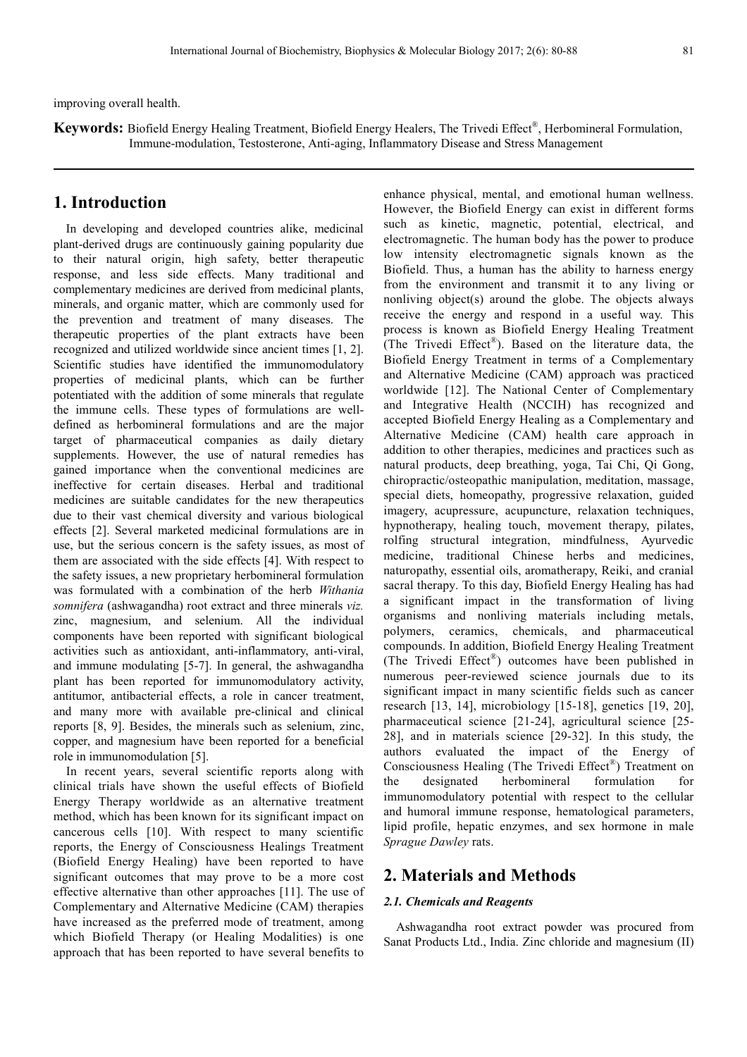improving overall health.

**Keywords:** Biofield Energy Healing Treatment, Biofield Energy Healers, The Trivedi Effect®, Herbomineral Formulation, Immune-modulation, Testosterone, Anti-aging, Inflammatory Disease and Stress Management

# 1. Introduction

In developing and developed countries alike, medicinal plant-derived drugs are continuously gaining popularity due to their natural origin, high safety, better therapeutic response, and less side effects. Many traditional and complementary medicines are derived from medicinal plants, minerals, and organic matter, which are commonly used for the prevention and treatment of many diseases. The therapeutic properties of the plant extracts have been recognized and utilized worldwide since ancient times [1, 2]. Scientific studies have identified the immunomodulatory properties of medicinal plants, which can be further potentiated with the addition of some minerals that regulate the immune cells. These types of formulations are well-defined as herbomineral formulations and are the major target of pharmaceutical companies as daily dietary supplements. However, the use of natural remedies has gained importance when the conventional medicines are ineffective for certain diseases. Herbal and traditional medicines are suitable candidates for the new therapeutics due to their vast chemical diversity and various biological effects [2]. Several marketed medicinal formulations are in use, but the serious concern is the safety issues, as most of them are associated with the side effects [4]. With respect to the safety issues, a new proprietary herbomineral formulation was formulated with a combination of the herb *Withania somnifera* (ashwagandha) root extract and three minerals *viz.* zinc, magnesium, and selenium. All the individual components have been reported with significant biological activities such as antioxidant, anti-inflammatory, anti-viral, and immune modulating [5-7]. In general, the ashwagandha plant has been reported for immunomodulatory activity, antitumor, antibacterial effects, a role in cancer treatment, and many more with available pre-clinical and clinical reports [8, 9]. Besides, the minerals such as selenium, zinc, copper, and magnesium have been reported for a beneficial role in immunomodulation [5].

In recent years, several scientific reports along with clinical trials have shown the useful effects of Biofield Energy Therapy worldwide as an alternative treatment method, which has been known for its significant impact on cancerous cells [10]. With respect to many scientific reports, the Energy of Consciousness Healings Treatment (Biofield Energy Healing) have been reported to have significant outcomes that may prove to be a more cost effective alternative than other approaches [11]. The use of Complementary and Alternative Medicine (CAM) therapies have increased as the preferred mode of treatment, among which Biofield Therapy (or Healing Modalities) is one approach that has been reported to have several benefits to enhance physical, mental, and emotional human wellness. However, the Biofield Energy can exist in different forms such as kinetic, magnetic, potential, electrical, and electromagnetic. The human body has the power to produce low intensity electromagnetic signals known as the Biofield. Thus, a human has the ability to harness energy from the environment and transmit it to any living or nonliving object(s) around the globe. The objects always receive the energy and respond in a useful way. This process is known as Biofield Energy Healing Treatment (The Trivedi Effect®). Based on the literature data, the Biofield Energy Treatment in terms of a Complementary and Alternative Medicine (CAM) approach was practiced worldwide [12]. The National Center of Complementary and Integrative Health (NCCIH) has recognized and accepted Biofield Energy Healing as a Complementary and Alternative Medicine (CAM) health care approach in addition to other therapies, medicines and practices such as natural products, deep breathing, yoga, Tai Chi, Qi Gong, chiropractic/osteopathic manipulation, meditation, massage, special diets, homeopathy, progressive relaxation, guided imagery, acupressure, acupuncture, relaxation techniques, hypnotherapy, healing touch, movement therapy, pilates, rolfing structural integration, mindfulness, Ayurvedic medicine, traditional Chinese herbs and medicines, naturopathy, essential oils, aromatherapy, Reiki, and cranial sacral therapy. To this day, Biofield Energy Healing has had a significant impact in the transformation of living organisms and nonliving materials including metals, polymers, ceramics, chemicals, and pharmaceutical compounds. In addition, Biofield Energy Healing Treatment (The Trivedi Effect®) outcomes have been published in numerous peer-reviewed science journals due to its significant impact in many scientific fields such as cancer research [13, 14], microbiology [15-18], genetics [19, 20], pharmaceutical science [21-24], agricultural science [25-28], and in materials science [29-32]. In this study, the authors evaluated the impact of the Energy of Consciousness Healing (The Trivedi Effect®) Treatment on the designated herbomineral formulation for immunomodulatory potential with respect to the cellular and humoral immune response, hematological parameters, lipid profile, hepatic enzymes, and sex hormone in male *Sprague Dawley* rats.

# 2. Materials and Methods

### 2.1. Chemicals and Reagents

Ashwagandha root extract powder was procured from Sanat Products Ltd., India. Zinc chloride and magnesium (II)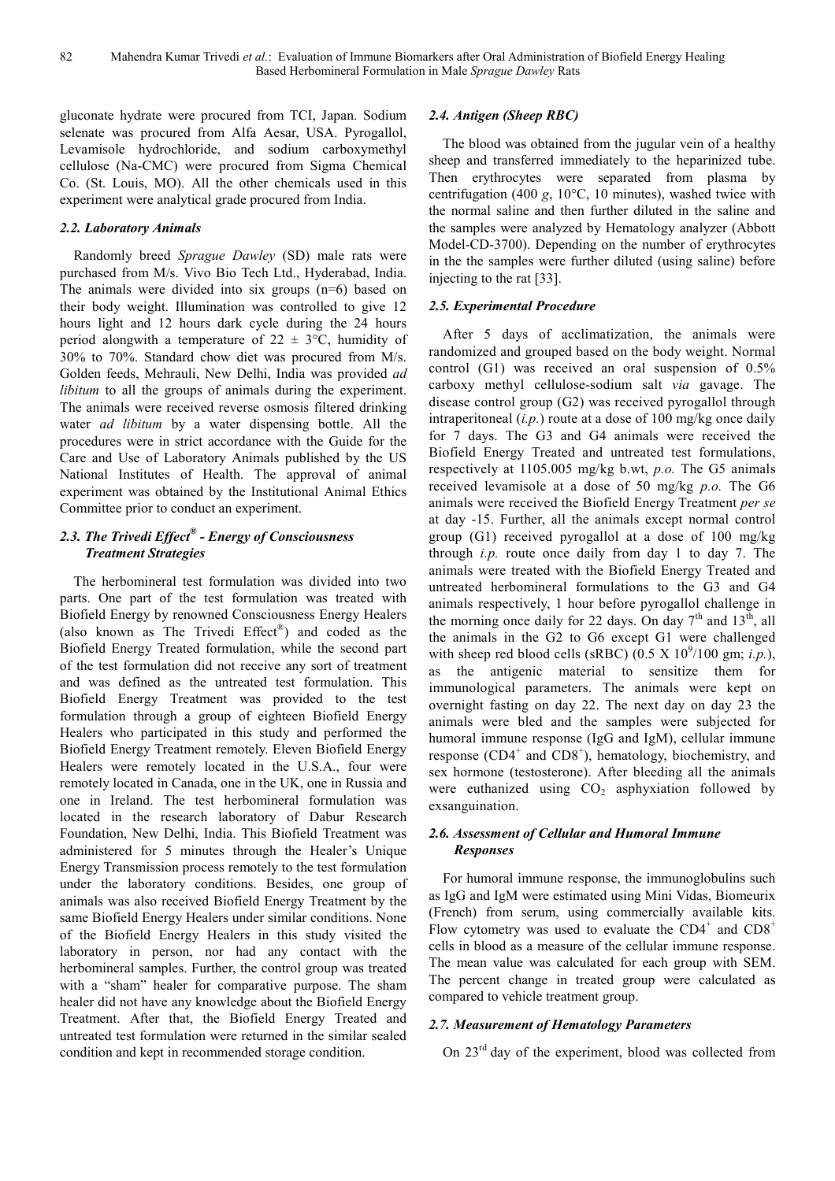gluconate hydrate were procured from TCI, Japan. Sodium selenate was procured from Alfa Aesar, USA. Pyrogallol, Levamisole hydrochloride, and sodium carboxymethyl cellulose (Na-CMC) were procured from Sigma Chemical Co. (St. Louis, MO). All the other chemicals used in this experiment were analytical grade procured from India.

### *2.2. Laboratory Animals*

Randomly breed *Sprague Dawley* (SD) male rats were purchased from M/s. Vivo Bio Tech Ltd., Hyderabad, India. The animals were divided into six groups (n=6) based on their body weight. Illumination was controlled to give 12 hours light and 12 hours dark cycle during the 24 hours period alongwith a temperature of 22 ± 3°C, humidity of 30% to 70%. Standard chow diet was procured from M/s. Golden feeds, Mehrauli, New Delhi, India was provided *ad libitum* to all the groups of animals during the experiment. The animals were received reverse osmosis filtered drinking water *ad libitum* by a water dispensing bottle. All the procedures were in strict accordance with the Guide for the Care and Use of Laboratory Animals published by the US National Institutes of Health. The approval of animal experiment was obtained by the Institutional Animal Ethics Committee prior to conduct an experiment.

### *2.3. The Trivedi Effect® - Energy of Consciousness Treatment Strategies*

The herbomineral test formulation was divided into two parts. One part of the test formulation was treated with Biofield Energy by renowned Consciousness Energy Healers (also known as The Trivedi Effect®) and coded as the Biofield Energy Treated formulation, while the second part of the test formulation did not receive any sort of treatment and was defined as the untreated test formulation. This Biofield Energy Treatment was provided to the test formulation through a group of eighteen Biofield Energy Healers who participated in this study and performed the Biofield Energy Treatment remotely. Eleven Biofield Energy Healers were remotely located in the U.S.A., four were remotely located in Canada, one in the UK, one in Russia and one in Ireland. The test herbomineral formulation was located in the research laboratory of Dabur Research Foundation, New Delhi, India. This Biofield Treatment was administered for 5 minutes through the Healer's Unique Energy Transmission process remotely to the test formulation under the laboratory conditions. Besides, one group of animals was also received Biofield Energy Treatment by the same Biofield Energy Healers under similar conditions. None of the Biofield Energy Healers in this study visited the laboratory in person, nor had any contact with the herbomineral samples. Further, the control group was treated with a "sham" healer for comparative purpose. The sham healer did not have any knowledge about the Biofield Energy Treatment. After that, the Biofield Energy Treated and untreated test formulation were returned in the similar sealed condition and kept in recommended storage condition.

### *2.4. Antigen (Sheep RBC)*

The blood was obtained from the jugular vein of a healthy sheep and transferred immediately to the heparinized tube. Then erythrocytes were separated from plasma by centrifugation (400 *g*, 10°C, 10 minutes), washed twice with the normal saline and then further diluted in the saline and the samples were analyzed by Hematology analyzer (Abbott Model-CD-3700). Depending on the number of erythrocytes in the the samples were further diluted (using saline) before injecting to the rat [33].

### *2.5. Experimental Procedure*

After 5 days of acclimatization, the animals were randomized and grouped based on the body weight. Normal control (G1) was received an oral suspension of 0.5% carboxy methyl cellulose-sodium salt *via* gavage. The disease control group (G2) was received pyrogallol through intraperitoneal (*i.p.*) route at a dose of 100 mg/kg once daily for 7 days. The G3 and G4 animals were received the Biofield Energy Treated and untreated test formulations, respectively at 1105.005 mg/kg b.wt, *p.o.* The G5 animals received levamisole at a dose of 50 mg/kg *p.o.* The G6 animals were received the Biofield Energy Treatment *per se* at day -15. Further, all the animals except normal control group (G1) received pyrogallol at a dose of 100 mg/kg through *i.p.* route once daily from day 1 to day 7. The animals were treated with the Biofield Energy Treated and untreated herbomineral formulations to the G3 and G4 animals respectively, 1 hour before pyrogallol challenge in the morning once daily for 22 days. On day 7th and 13th, all the animals in the G2 to G6 except G1 were challenged with sheep red blood cells (sRBC) ($0.5 \times 10^9$/100 gm; *i.p.*), as the antigenic material to sensitize them for immunological parameters. The animals were kept on overnight fasting on day 22. The next day on day 23 the animals were bled and the samples were subjected for humoral immune response (IgG and IgM), cellular immune response ($CD4^+$ and $CD8^+$), hematology, biochemistry, and sex hormone (testosterone). After bleeding all the animals were euthanized using $CO_2$ asphyxiation followed by exsanguination.

### *2.6. Assessment of Cellular and Humoral Immune Responses*

For humoral immune response, the immunoglobulins such as IgG and IgM were estimated using Mini Vidas, Biomeurix (French) from serum, using commercially available kits. Flow cytometry was used to evaluate the $CD4^+$ and $CD8^+$ cells in blood as a measure of the cellular immune response. The mean value was calculated for each group with SEM. The percent change in treated group were calculated as compared to vehicle treatment group.

### *2.7. Measurement of Hematology Parameters*

On 23rd day of the experiment, blood was collected from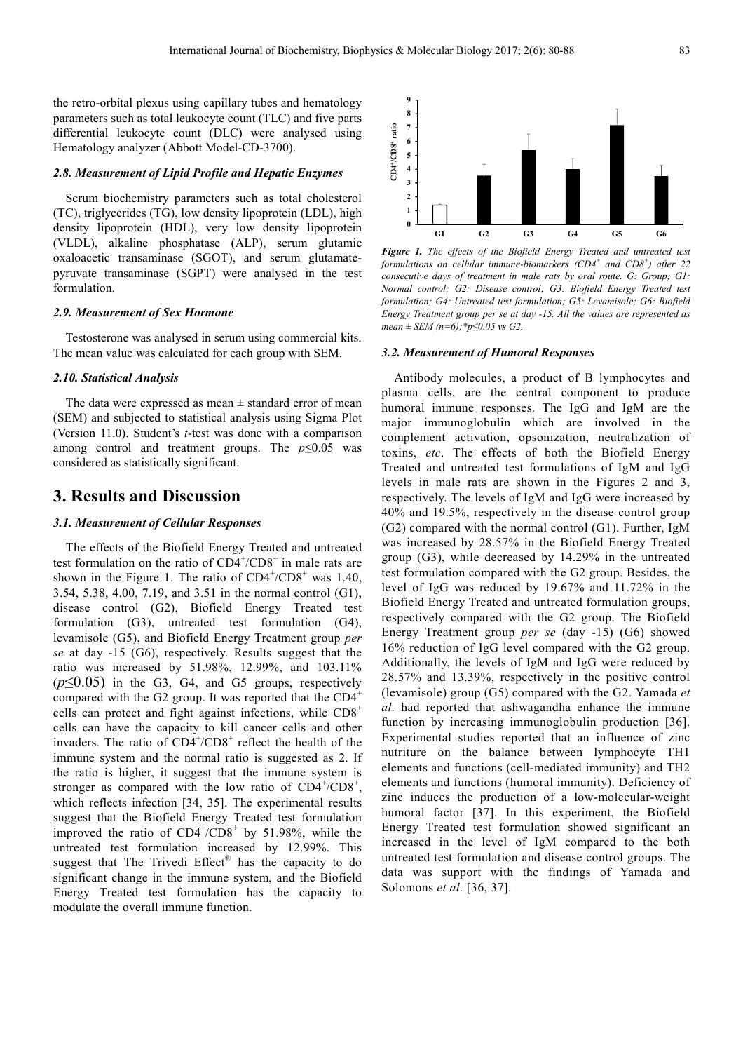the retro-orbital plexus using capillary tubes and hematology parameters such as total leukocyte count (TLC) and five parts differential leukocyte count (DLC) were analysed using Hematology analyzer (Abbott Model-CD-3700).

### 2.8. Measurement of Lipid Profile and Hepatic Enzymes

Serum biochemistry parameters such as total cholesterol (TC), triglycerides (TG), low density lipoprotein (LDL), high density lipoprotein (HDL), very low density lipoprotein (VLDL), alkaline phosphatase (ALP), serum glutamic oxaloacetic transaminase (SGOT), and serum glutamate-pyruvate transaminase (SGPT) were analysed in the test formulation.

### 2.9. Measurement of Sex Hormone

Testosterone was analysed in serum using commercial kits. The mean value was calculated for each group with SEM.

### 2.10. Statistical Analysis

The data were expressed as mean ± standard error of mean (SEM) and subjected to statistical analysis using Sigma Plot (Version 11.0). Student's *t*-test was done with a comparison among control and treatment groups. The $p \leq 0.05$ was considered as statistically significant.

## 3. Results and Discussion

### 3.1. Measurement of Cellular Responses

The effects of the Biofield Energy Treated and untreated test formulation on the ratio of $CD4^+/CD8^+$ in male rats are shown in the Figure 1. The ratio of $CD4^+/CD8^+$ was 1.40, 3.54, 5.38, 4.00, 7.19, and 3.51 in the normal control (G1), disease control (G2), Biofield Energy Treated test formulation (G3), untreated test formulation (G4), levamisole (G5), and Biofield Energy Treatment group *per se* at day -15 (G6), respectively. Results suggest that the ratio was increased by 51.98%, 12.99%, and 103.11% ($p \leq 0.05$) in the G3, G4, and G5 groups, respectively compared with the G2 group. It was reported that the $CD4^+$ cells can protect and fight against infections, while $CD8^+$ cells can have the capacity to kill cancer cells and other invaders. The ratio of $CD4^+/CD8^+$ reflect the health of the immune system and the normal ratio is suggested as 2. If the ratio is higher, it suggest that the immune system is stronger as compared with the low ratio of $CD4^+/CD8^+$, which reflects infection [34, 35]. The experimental results suggest that the Biofield Energy Treated test formulation improved the ratio of $CD4^+/CD8^+$ by 51.98%, while the untreated test formulation increased by 12.99%. This suggest that The Trivedi Effect® has the capacity to do significant change in the immune system, and the Biofield Energy Treated test formulation has the capacity to modulate the overall immune function.

*Figure 1. The effects of the Biofield Energy Treated and untreated test formulations on cellular immune-biomarkers ($CD4^+$ and $CD8^+$) after 22 consecutive days of treatment in male rats by oral route. G: Group; G1: Normal control; G2: Disease control; G3: Biofield Energy Treated test formulation; G4: Untreated test formulation; G5: Levamisole; G6: Biofield Energy Treatment group per se at day -15. All the values are represented as mean ± SEM (n=6);\*p≤0.05 vs G2.*

### 3.2. Measurement of Humoral Responses

Antibody molecules, a product of B lymphocytes and plasma cells, are the central component to produce humoral immune responses. The IgG and IgM are the major immunoglobulin which are involved in the complement activation, opsonization, neutralization of toxins, *etc*. The effects of both the Biofield Energy Treated and untreated test formulations of IgM and IgG levels in male rats are shown in the Figures 2 and 3, respectively. The levels of IgM and IgG were increased by 40% and 19.5%, respectively in the disease control group (G2) compared with the normal control (G1). Further, IgM was increased by 28.57% in the Biofield Energy Treated group (G3), while decreased by 14.29% in the untreated test formulation compared with the G2 group. Besides, the level of IgG was reduced by 19.67% and 11.72% in the Biofield Energy Treated and untreated formulation groups, respectively compared with the G2 group. The Biofield Energy Treatment group *per se* (day -15) (G6) showed 16% reduction of IgG level compared with the G2 group. Additionally, the levels of IgM and IgG were reduced by 28.57% and 13.39%, respectively in the positive control (levamisole) group (G5) compared with the G2. Yamada *et al.* had reported that ashwagandha enhance the immune function by increasing immunoglobulin production [36]. Experimental studies reported that an influence of zinc nutriture on the balance between lymphocyte TH1 elements and functions (cell-mediated immunity) and TH2 elements and functions (humoral immunity). Deficiency of zinc induces the production of a low-molecular-weight humoral factor [37]. In this experiment, the Biofield Energy Treated test formulation showed significant an increased in the level of IgM compared to the both untreated test formulation and disease control groups. The data was support with the findings of Yamada and Solomons *et al*. [36, 37].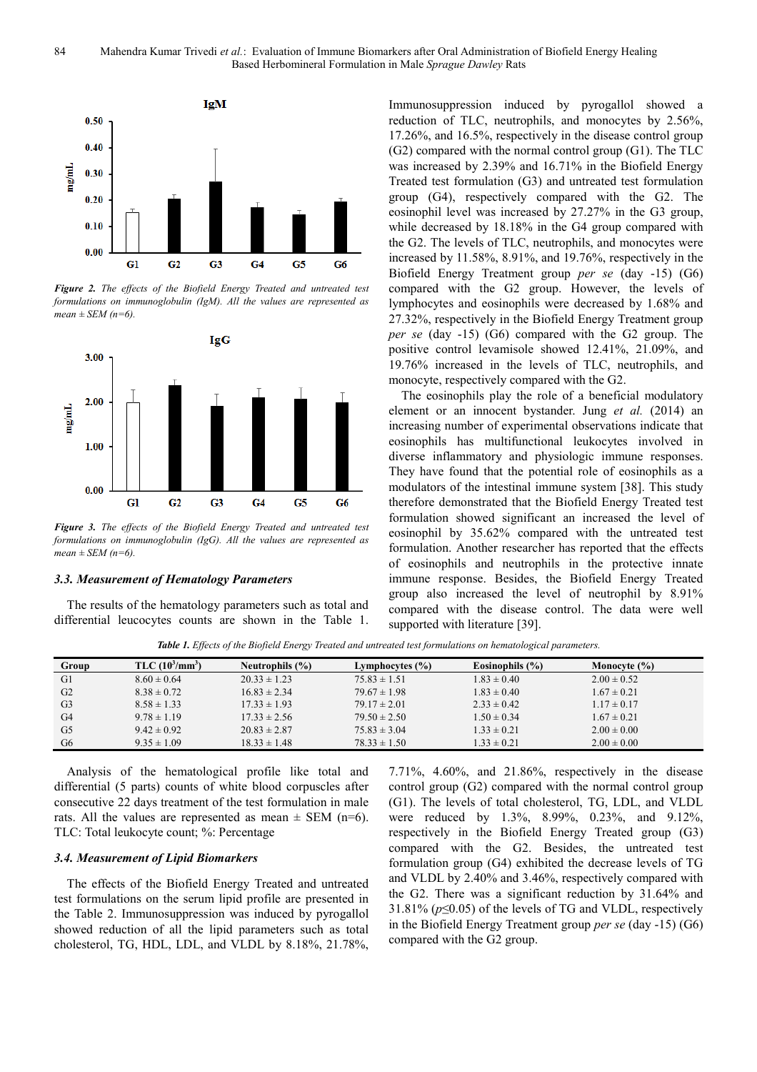*Figure 2. The effects of the Biofield Energy Treated and untreated test formulations on immunoglobulin (IgM). All the values are represented as mean ± SEM (n=6).*

*Figure 3. The effects of the Biofield Energy Treated and untreated test formulations on immunoglobulin (IgG). All the values are represented as mean ± SEM (n=6).*

### 3.3. Measurement of Hematology Parameters

The results of the hematology parameters such as total and differential leucocytes counts are shown in the Table 1. Immunosuppression induced by pyrogallol showed a reduction of TLC, neutrophils, and monocytes by 2.56%, 17.26%, and 16.5%, respectively in the disease control group (G2) compared with the normal control group (G1). The TLC was increased by 2.39% and 16.71% in the Biofield Energy Treated test formulation (G3) and untreated test formulation group (G4), respectively compared with the G2. The eosinophil level was increased by 27.27% in the G3 group, while decreased by 18.18% in the G4 group compared with the G2. The levels of TLC, neutrophils, and monocytes were increased by 11.58%, 8.91%, and 19.76%, respectively in the Biofield Energy Treatment group *per se* (day -15) (G6) compared with the G2 group. However, the levels of lymphocytes and eosinophils were decreased by 1.68% and 27.32%, respectively in the Biofield Energy Treatment group *per se* (day -15) (G6) compared with the G2 group. The positive control levamisole showed 12.41%, 21.09%, and 19.76% increased in the levels of TLC, neutrophils, and monocyte, respectively compared with the G2.

The eosinophils play the role of a beneficial modulatory element or an innocent bystander. Jung *et al.* (2014) an increasing number of experimental observations indicate that eosinophils has multifunctional leukocytes involved in diverse inflammatory and physiologic immune responses. They have found that the potential role of eosinophils as a modulators of the intestinal immune system [38]. This study therefore demonstrated that the Biofield Energy Treated test formulation showed significant an increased the level of eosinophil by 35.62% compared with the untreated test formulation. Another researcher has reported that the effects of eosinophils and neutrophils in the protective innate immune response. Besides, the Biofield Energy Treated group also increased the level of neutrophil by 8.91% compared with the disease control. The data were well supported with literature [39].

***Table 1.*** *Effects of the Biofield Energy Treated and untreated test formulations on hematological parameters.*

| Group | TLC ($10^3/mm^3$) | Neutrophils (%) | Lymphocytes (%) | Eosinophils (%) | Monocyte (%) |
|---|---|---|---|---|---|
| G1 | 8.60 ± 0.64 | 20.33 ± 1.23 | 75.83 ± 1.51 | 1.83 ± 0.40 | 2.00 ± 0.52 |
| G2 | 8.38 ± 0.72 | 16.83 ± 2.34 | 79.67 ± 1.98 | 1.83 ± 0.40 | 1.67 ± 0.21 |
| G3 | 8.58 ± 1.33 | 17.33 ± 1.93 | 79.17 ± 2.01 | 2.33 ± 0.42 | 1.17 ± 0.17 |
| G4 | 9.78 ± 1.19 | 17.33 ± 2.56 | 79.50 ± 2.50 | 1.50 ± 0.34 | 1.67 ± 0.21 |
| G5 | 9.42 ± 0.92 | 20.83 ± 2.87 | 75.83 ± 3.04 | 1.33 ± 0.21 | 2.00 ± 0.00 |
| G6 | 9.35 ± 1.09 | 18.33 ± 1.48 | 78.33 ± 1.50 | 1.33 ± 0.21 | 2.00 ± 0.00 |

Analysis of the hematological profile like total and differential (5 parts) counts of white blood corpuscles after consecutive 22 days treatment of the test formulation in male rats. All the values are represented as mean ± SEM (n=6). TLC: Total leukocyte count; %: Percentage

### 3.4. Measurement of Lipid Biomarkers

The effects of the Biofield Energy Treated and untreated test formulations on the serum lipid profile are presented in the Table 2. Immunosuppression was induced by pyrogallol showed reduction of all the lipid parameters such as total cholesterol, TG, HDL, LDL, and VLDL by 8.18%, 21.78%, 7.71%, 4.60%, and 21.86%, respectively in the disease control group (G2) compared with the normal control group (G1). The levels of total cholesterol, TG, LDL, and VLDL were reduced by 1.3%, 8.99%, 0.23%, and 9.12%, respectively in the Biofield Energy Treated group (G3) compared with the G2. Besides, the untreated test formulation group (G4) exhibited the decrease levels of TG and VLDL by 2.40% and 3.46%, respectively compared with the G2. There was a significant reduction by 31.64% and 31.81% ($p \leq 0.05$) of the levels of TG and VLDL, respectively in the Biofield Energy Treatment group *per se* (day -15) (G6) compared with the G2 group.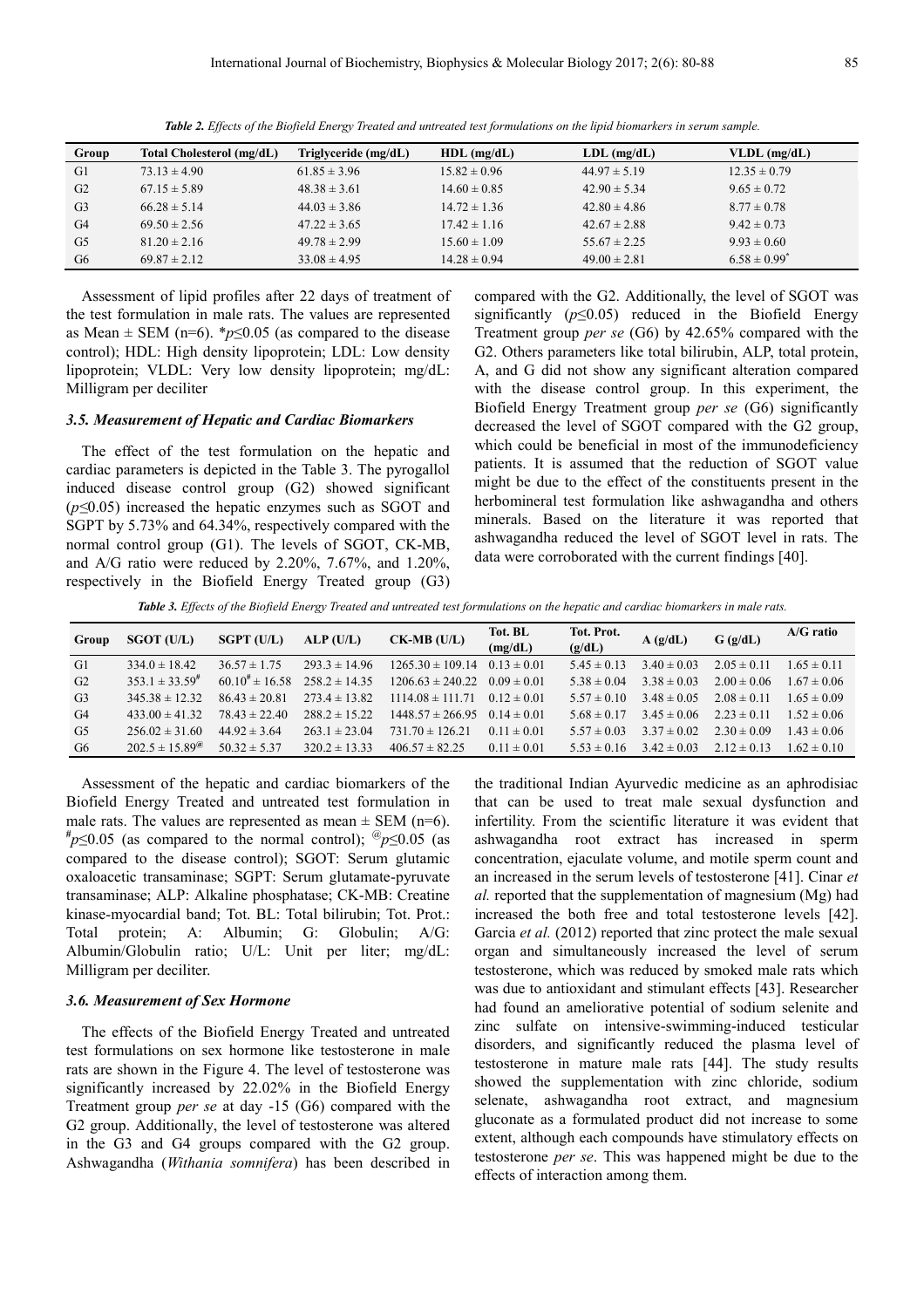*Table 2. Effects of the Biofield Energy Treated and untreated test formulations on the lipid biomarkers in serum sample.*

| Group | Total Cholesterol (mg/dL) | Triglyceride (mg/dL) | HDL (mg/dL) | LDL (mg/dL) | VLDL (mg/dL) |
|---|---|---|---|---|---|
| G1 | 73.13 ± 4.90 | 61.85 ± 3.96 | 15.82 ± 0.96 | 44.97 ± 5.19 | 12.35 ± 0.79 |
| G2 | 67.15 ± 5.89 | 48.38 ± 3.61 | 14.60 ± 0.85 | 42.90 ± 5.34 | 9.65 ± 0.72 |
| G3 | 66.28 ± 5.14 | 44.03 ± 3.86 | 14.72 ± 1.36 | 42.80 ± 4.86 | 8.77 ± 0.78 |
| G4 | 69.50 ± 2.56 | 47.22 ± 3.65 | 17.42 ± 1.16 | 42.67 ± 2.88 | 9.42 ± 0.73 |
| G5 | 81.20 ± 2.16 | 49.78 ± 2.99 | 15.60 ± 1.09 | 55.67 ± 2.25 | 9.93 ± 0.60 |
| G6 | 69.87 ± 2.12 | 33.08 ± 4.95 | 14.28 ± 0.94 | 49.00 ± 2.81 | 6.58 ± 0.99* |

Assessment of lipid profiles after 22 days of treatment of the test formulation in male rats. The values are represented as Mean ± SEM (n=6). *$p \le 0.05$ (as compared to the disease control); HDL: High density lipoprotein; LDL: Low density lipoprotein; VLDL: Very low density lipoprotein; mg/dL: Milligram per deciliter

### 3.5. Measurement of Hepatic and Cardiac Biomarkers

The effect of the test formulation on the hepatic and cardiac parameters is depicted in the Table 3. The pyrogallol induced disease control group (G2) showed significant ($p \le 0.05$) increased the hepatic enzymes such as SGOT and SGPT by 5.73% and 64.34%, respectively compared with the normal control group (G1). The levels of SGOT, CK-MB, and A/G ratio were reduced by 2.20%, 7.67%, and 1.20%, respectively in the Biofield Energy Treated group (G3) compared with the G2. Additionally, the level of SGOT was significantly ($p \le 0.05$) reduced in the Biofield Energy Treatment group *per se* (G6) by 42.65% compared with the G2. Others parameters like total bilirubin, ALP, total protein, A, and G did not show any significant alteration compared with the disease control group. In this experiment, the Biofield Energy Treatment group *per se* (G6) significantly decreased the level of SGOT compared with the G2 group, which could be beneficial in most of the immunodeficiency patients. It is assumed that the reduction of SGOT value might be due to the effect of the constituents present in the herbomineral test formulation like ashwagandha and others minerals. Based on the literature it was reported that ashwagandha reduced the level of SGOT level in rats. The data were corroborated with the current findings [40].

*Table 3. Effects of the Biofield Energy Treated and untreated test formulations on the hepatic and cardiac biomarkers in male rats.*

| Group | SGOT (U/L) | SGPT (U/L) | ALP (U/L) | CK-MB (U/L) | Tot. BL (mg/dL) | Tot. Prot. (g/dL) | A (g/dL) | G (g/dL) | A/G ratio |
|---|---|---|---|---|---|---|---|---|---|
| G1 | 334.0 ± 18.42 | 36.57 ± 1.75 | 293.3 ± 14.96 | 1265.30 ± 109.14 | 0.13 ± 0.01 | 5.45 ± 0.13 | 3.40 ± 0.03 | 2.05 ± 0.11 | 1.65 ± 0.11 |
| G2 | 353.1 ± 33.59# | 60.10# ± 16.58 | 258.2 ± 14.35 | 1206.63 ± 240.22 | 0.09 ± 0.01 | 5.38 ± 0.04 | 3.38 ± 0.03 | 2.00 ± 0.06 | 1.67 ± 0.06 |
| G3 | 345.38 ± 12.32 | 86.43 ± 20.81 | 273.4 ± 13.82 | 1114.08 ± 111.71 | 0.12 ± 0.01 | 5.57 ± 0.10 | 3.48 ± 0.05 | 2.08 ± 0.11 | 1.65 ± 0.09 |
| G4 | 433.00 ± 41.32 | 78.43 ± 22.40 | 288.2 ± 15.22 | 1448.57 ± 266.95 | 0.14 ± 0.01 | 5.68 ± 0.17 | 3.45 ± 0.06 | 2.23 ± 0.11 | 1.52 ± 0.06 |
| G5 | 256.02 ± 31.60 | 44.92 ± 3.64 | 263.1 ± 23.04 | 731.70 ± 126.21 | 0.11 ± 0.01 | 5.57 ± 0.03 | 3.37 ± 0.02 | 2.30 ± 0.09 | 1.43 ± 0.06 |
| G6 | 202.5 ± 15.89@ | 50.32 ± 5.37 | 320.2 ± 13.33 | 406.57 ± 82.25 | 0.11 ± 0.01 | 5.53 ± 0.16 | 3.42 ± 0.03 | 2.12 ± 0.13 | 1.62 ± 0.10 |

Assessment of the hepatic and cardiac biomarkers of the Biofield Energy Treated and untreated test formulation in male rats. The values are represented as mean ± SEM (n=6). #$p \le 0.05$ (as compared to the normal control); @$p \le 0.05$ (as compared to the disease control); SGOT: Serum glutamic oxaloacetic transaminase; SGPT: Serum glutamate-pyruvate transaminase; ALP: Alkaline phosphatase; CK-MB: Creatine kinase-myocardial band; Tot. BL: Total bilirubin; Tot. Prot.: Total protein; A: Albumin; G: Globulin; A/G: Albumin/Globulin ratio; U/L: Unit per liter; mg/dL: Milligram per deciliter.

### 3.6. Measurement of Sex Hormone

The effects of the Biofield Energy Treated and untreated test formulations on sex hormone like testosterone in male rats are shown in the Figure 4. The level of testosterone was significantly increased by 22.02% in the Biofield Energy Treatment group *per se* at day -15 (G6) compared with the G2 group. Additionally, the level of testosterone was altered in the G3 and G4 groups compared with the G2 group. Ashwagandha (*Withania somnifera*) has been described in the traditional Indian Ayurvedic medicine as an aphrodisiac that can be used to treat male sexual dysfunction and infertility. From the scientific literature it was evident that ashwagandha root extract has increased in sperm concentration, ejaculate volume, and motile sperm count and an increased in the serum levels of testosterone [41]. Cinar *et al.* reported that the supplementation of magnesium (Mg) had increased the both free and total testosterone levels [42]. Garcia *et al.* (2012) reported that zinc protect the male sexual organ and simultaneously increased the level of serum testosterone, which was reduced by smoked male rats which was due to antioxidant and stimulant effects [43]. Researcher had found an ameliorative potential of sodium selenite and zinc sulfate on intensive-swimming-induced testicular disorders, and significantly reduced the plasma level of testosterone in mature male rats [44]. The study results showed the supplementation with zinc chloride, sodium selenate, ashwagandha root extract, and magnesium gluconate as a formulated product did not increase to some extent, although each compounds have stimulatory effects on testosterone *per se*. This was happened might be due to the effects of interaction among them.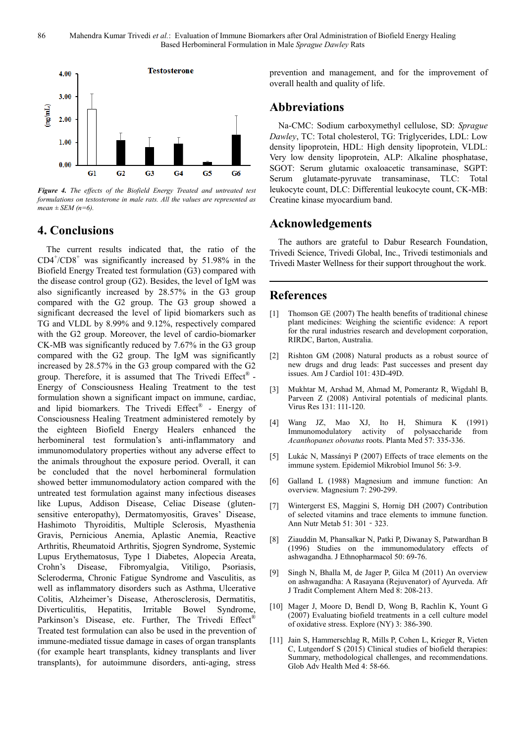Figure 4. The effects of the Biofield Energy Treated and untreated test formulations on testosterone in male rats. All the values are represented as mean ± SEM (n=6).

## 4. Conclusions

The current results indicated that, the ratio of the $CD4^+/CD8^+$ was significantly increased by 51.98% in the Biofield Energy Treated test formulation (G3) compared with the disease control group (G2). Besides, the level of IgM was also significantly increased by 28.57% in the G3 group compared with the G2 group. The G3 group showed a significant decreased the level of lipid biomarkers such as TG and VLDL by 8.99% and 9.12%, respectively compared with the G2 group. Moreover, the level of cardio-biomarker CK-MB was significantly reduced by 7.67% in the G3 group compared with the G2 group. The IgM was significantly increased by 28.57% in the G3 group compared with the G2 group. Therefore, it is assumed that The Trivedi Effect® - Energy of Consciousness Healing Treatment to the test formulation shown a significant impact on immune, cardiac, and lipid biomarkers. The Trivedi Effect® - Energy of Consciousness Healing Treatment administered remotely by the eighteen Biofield Energy Healers enhanced the herbomineral test formulation's anti-inflammatory and immunomodulatory properties without any adverse effect to the animals throughout the exposure period. Overall, it can be concluded that the novel herbomineral formulation showed better immunomodulatory action compared with the untreated test formulation against many infectious diseases like Lupus, Addison Disease, Celiac Disease (gluten-sensitive enteropathy), Dermatomyositis, Graves' Disease, Hashimoto Thyroiditis, Multiple Sclerosis, Myasthenia Gravis, Pernicious Anemia, Aplastic Anemia, Reactive Arthritis, Rheumatoid Arthritis, Sjogren Syndrome, Systemic Lupus Erythematosus, Type 1 Diabetes, Alopecia Areata, Crohn's Disease, Fibromyalgia, Vitiligo, Psoriasis, Scleroderma, Chronic Fatigue Syndrome and Vasculitis, as well as inflammatory disorders such as Asthma, Ulcerative Colitis, Alzheimer's Disease, Atherosclerosis, Dermatitis, Diverticulitis, Hepatitis, Irritable Bowel Syndrome, Parkinson's Disease, etc. Further, The Trivedi Effect® Treated test formulation can also be used in the prevention of immune-mediated tissue damage in cases of organ transplants (for example heart transplants, kidney transplants and liver transplants), for autoimmune disorders, anti-aging, stress prevention and management, and for the improvement of overall health and quality of life.

## Abbreviations

Na-CMC: Sodium carboxymethyl cellulose, SD: *Sprague Dawley*, TC: Total cholesterol, TG: Triglycerides, LDL: Low density lipoprotein, HDL: High density lipoprotein, VLDL: Very low density lipoprotein, ALP: Alkaline phosphatase, SGOT: Serum glutamic oxaloacetic transaminase, SGPT: Serum glutamate-pyruvate transaminase, TLC: Total leukocyte count, DLC: Differential leukocyte count, CK-MB: Creatine kinase myocardium band.

## Acknowledgements

The authors are grateful to Dabur Research Foundation, Trivedi Science, Trivedi Global, Inc., Trivedi testimonials and Trivedi Master Wellness for their support throughout the work.

## References

[1] Thomson GE (2007) The health benefits of traditional chinese plant medicines: Weighing the scientific evidence: A report for the rural industries research and development corporation, RIRDC, Barton, Australia.

[2] Rishton GM (2008) Natural products as a robust source of new drugs and drug leads: Past successes and present day issues. Am J Cardiol 101: 43D-49D.

[3] Mukhtar M, Arshad M, Ahmad M, Pomerantz R, Wigdahl B, Parveen Z (2008) Antiviral potentials of medicinal plants. Virus Res 131: 111-120.

[4] Wang JZ, Mao XJ, Ito H, Shimura K (1991) Immunomodulatory activity of polysaccharide from *Acanthopanex obovatus* roots. Planta Med 57: 335-336.

[5] Lukác N, Massányi P (2007) Effects of trace elements on the immune system. Epidemiol Mikrobiol Imunol 56: 3-9.

[6] Galland L (1988) Magnesium and immune function: An overview. Magnesium 7: 290-299.

[7] Wintergerst ES, Maggini S, Hornig DH (2007) Contribution of selected vitamins and trace elements to immune function. Ann Nutr Metab 51: 301 - 323.

[8] Ziauddin M, Phansalkar N, Patki P, Diwanay S, Patwardhan B (1996) Studies on the immunomodulatory effects of ashwagandha. J Ethnopharmacol 50: 69-76.

[9] Singh N, Bhalla M, de Jager P, Gilca M (2011) An overview on ashwagandha: A Rasayana (Rejuvenator) of Ayurveda. Afr J Tradit Complement Altern Med 8: 208-213.

[10] Mager J, Moore D, Bendl D, Wong B, Rachlin K, Yount G (2007) Evaluating biofield treatments in a cell culture model of oxidative stress. Explore (NY) 3: 386-390.

[11] Jain S, Hammerschlag R, Mills P, Cohen L, Krieger R, Vieten C, Lutgendorf S (2015) Clinical studies of biofield therapies: Summary, methodological challenges, and recommendations. Glob Adv Health Med 4: 58-66.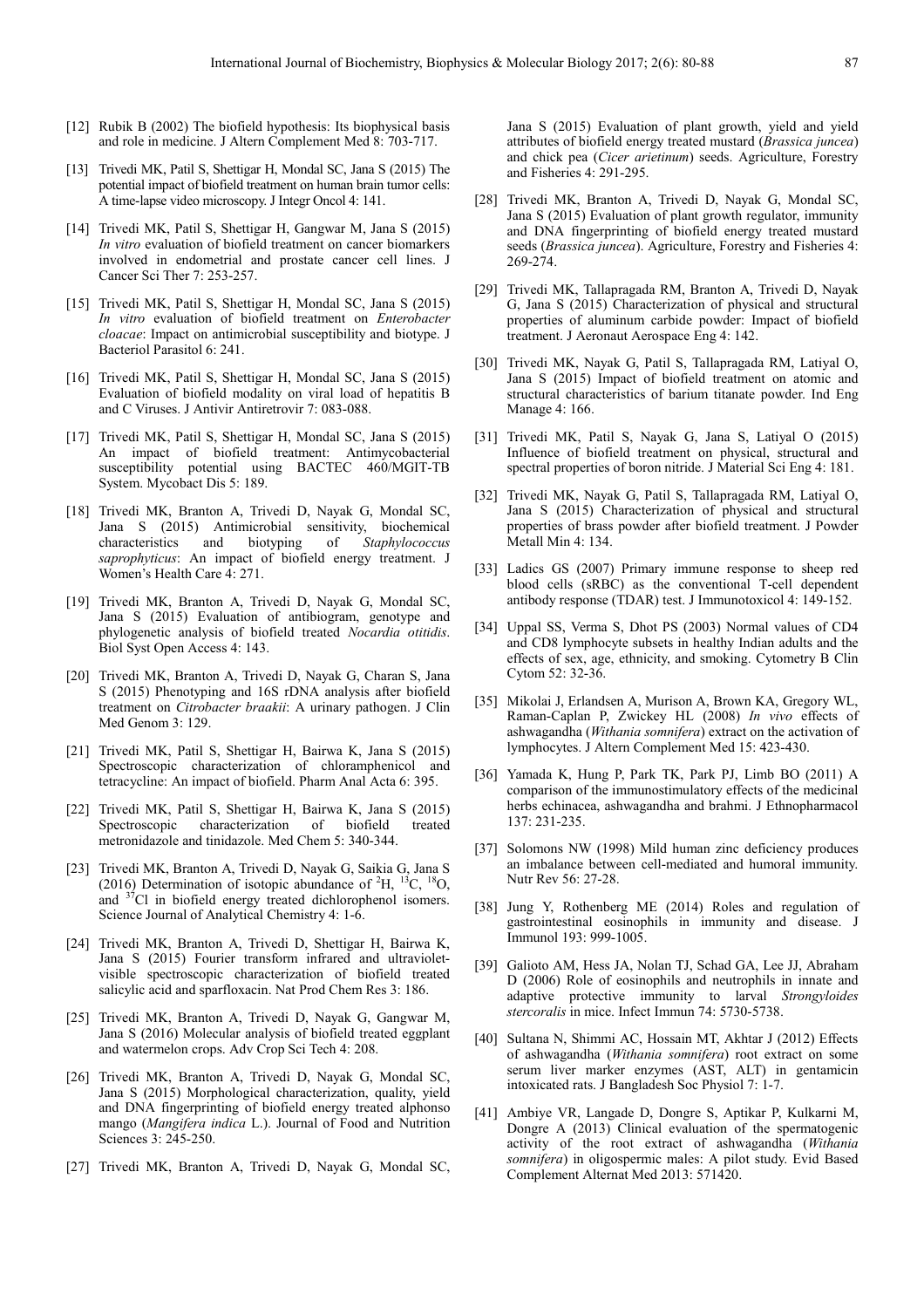[12] Rubik B (2002) The biofield hypothesis: Its biophysical basis and role in medicine. J Altern Complement Med 8: 703-717.

[13] Trivedi MK, Patil S, Shettigar H, Mondal SC, Jana S (2015) The potential impact of biofield treatment on human brain tumor cells: A time-lapse video microscopy. J Integr Oncol 4: 141.

[14] Trivedi MK, Patil S, Shettigar H, Gangwar M, Jana S (2015) *In vitro* evaluation of biofield treatment on cancer biomarkers involved in endometrial and prostate cancer cell lines. J Cancer Sci Ther 7: 253-257.

[15] Trivedi MK, Patil S, Shettigar H, Mondal SC, Jana S (2015) *In vitro* evaluation of biofield treatment on *Enterobacter cloacae*: Impact on antimicrobial susceptibility and biotype. J Bacteriol Parasitol 6: 241.

[16] Trivedi MK, Patil S, Shettigar H, Mondal SC, Jana S (2015) Evaluation of biofield modality on viral load of hepatitis B and C Viruses. J Antivir Antiretrovir 7: 083-088.

[17] Trivedi MK, Patil S, Shettigar H, Mondal SC, Jana S (2015) An impact of biofield treatment: Antimycobacterial susceptibility potential using BACTEC 460/MGIT-TB System. Mycobact Dis 5: 189.

[18] Trivedi MK, Branton A, Trivedi D, Nayak G, Mondal SC, Jana S (2015) Antimicrobial sensitivity, biochemical characteristics and biotyping of *Staphylococcus saprophyticus*: An impact of biofield energy treatment. J Women's Health Care 4: 271.

[19] Trivedi MK, Branton A, Trivedi D, Nayak G, Mondal SC, Jana S (2015) Evaluation of antibiogram, genotype and phylogenetic analysis of biofield treated *Nocardia otitidis*. Biol Syst Open Access 4: 143.

[20] Trivedi MK, Branton A, Trivedi D, Nayak G, Charan S, Jana S (2015) Phenotyping and 16S rDNA analysis after biofield treatment on *Citrobacter braakii*: A urinary pathogen. J Clin Med Genom 3: 129.

[21] Trivedi MK, Patil S, Shettigar H, Bairwa K, Jana S (2015) Spectroscopic characterization of chloramphenicol and tetracycline: An impact of biofield. Pharm Anal Acta 6: 395.

[22] Trivedi MK, Patil S, Shettigar H, Bairwa K, Jana S (2015) Spectroscopic characterization of biofield treated metronidazole and tinidazole. Med Chem 5: 340-344.

[23] Trivedi MK, Branton A, Trivedi D, Nayak G, Saikia G, Jana S (2016) Determination of isotopic abundance of $^{2}H$, $^{13}C$, $^{18}O$, and $^{37}Cl$ in biofield energy treated dichlorophenol isomers. Science Journal of Analytical Chemistry 4: 1-6.

[24] Trivedi MK, Branton A, Trivedi D, Shettigar H, Bairwa K, Jana S (2015) Fourier transform infrared and ultraviolet-visible spectroscopic characterization of biofield treated salicylic acid and sparfloxacin. Nat Prod Chem Res 3: 186.

[25] Trivedi MK, Branton A, Trivedi D, Nayak G, Gangwar M, Jana S (2016) Molecular analysis of biofield treated eggplant and watermelon crops. Adv Crop Sci Tech 4: 208.

[26] Trivedi MK, Branton A, Trivedi D, Nayak G, Mondal SC, Jana S (2015) Morphological characterization, quality, yield and DNA fingerprinting of biofield energy treated alphonso mango (*Mangifera indica* L.). Journal of Food and Nutrition Sciences 3: 245-250.

[27] Trivedi MK, Branton A, Trivedi D, Nayak G, Mondal SC, Jana S (2015) Evaluation of plant growth, yield and yield attributes of biofield energy treated mustard (*Brassica juncea*) and chick pea (*Cicer arietinum*) seeds. Agriculture, Forestry and Fisheries 4: 291-295.

[28] Trivedi MK, Branton A, Trivedi D, Nayak G, Mondal SC, Jana S (2015) Evaluation of plant growth regulator, immunity and DNA fingerprinting of biofield energy treated mustard seeds (*Brassica juncea*). Agriculture, Forestry and Fisheries 4: 269-274.

[29] Trivedi MK, Tallapragada RM, Branton A, Trivedi D, Nayak G, Jana S (2015) Characterization of physical and structural properties of aluminum carbide powder: Impact of biofield treatment. J Aeronaut Aerospace Eng 4: 142.

[30] Trivedi MK, Nayak G, Patil S, Tallapragada RM, Latiyal O, Jana S (2015) Impact of biofield treatment on atomic and structural characteristics of barium titanate powder. Ind Eng Manage 4: 166.

[31] Trivedi MK, Patil S, Nayak G, Jana S, Latiyal O (2015) Influence of biofield treatment on physical, structural and spectral properties of boron nitride. J Material Sci Eng 4: 181.

[32] Trivedi MK, Nayak G, Patil S, Tallapragada RM, Latiyal O, Jana S (2015) Characterization of physical and structural properties of brass powder after biofield treatment. J Powder Metall Min 4: 134.

[33] Ladics GS (2007) Primary immune response to sheep red blood cells (sRBC) as the conventional T-cell dependent antibody response (TDAR) test. J Immunotoxicol 4: 149-152.

[34] Uppal SS, Verma S, Dhot PS (2003) Normal values of CD4 and CD8 lymphocyte subsets in healthy Indian adults and the effects of sex, age, ethnicity, and smoking. Cytometry B Clin Cytom 52: 32-36.

[35] Mikolai J, Erlandsen A, Murison A, Brown KA, Gregory WL, Raman-Caplan P, Zwickey HL (2008) *In vivo* effects of ashwagandha (*Withania somnifera*) extract on the activation of lymphocytes. J Altern Complement Med 15: 423-430.

[36] Yamada K, Hung P, Park TK, Park PJ, Limb BO (2011) A comparison of the immunostimulatory effects of the medicinal herbs echinacea, ashwagandha and brahmi. J Ethnopharmacol 137: 231-235.

[37] Solomons NW (1998) Mild human zinc deficiency produces an imbalance between cell-mediated and humoral immunity. Nutr Rev 56: 27-28.

[38] Jung Y, Rothenberg ME (2014) Roles and regulation of gastrointestinal eosinophils in immunity and disease. J Immunol 193: 999-1005.

[39] Galioto AM, Hess JA, Nolan TJ, Schad GA, Lee JJ, Abraham D (2006) Role of eosinophils and neutrophils in innate and adaptive protective immunity to larval *Strongyloides stercoralis* in mice. Infect Immun 74: 5730-5738.

[40] Sultana N, Shimmi AC, Hossain MT, Akhtar J (2012) Effects of ashwagandha (*Withania somnifera*) root extract on some serum liver marker enzymes (AST, ALT) in gentamicin intoxicated rats. J Bangladesh Soc Physiol 7: 1-7.

[41] Ambiye VR, Langade D, Dongre S, Aptikar P, Kulkarni M, Dongre A (2013) Clinical evaluation of the spermatogenic activity of the root extract of ashwagandha (*Withania somnifera*) in oligospermic males: A pilot study. Evid Based Complement Alternat Med 2013: 571420.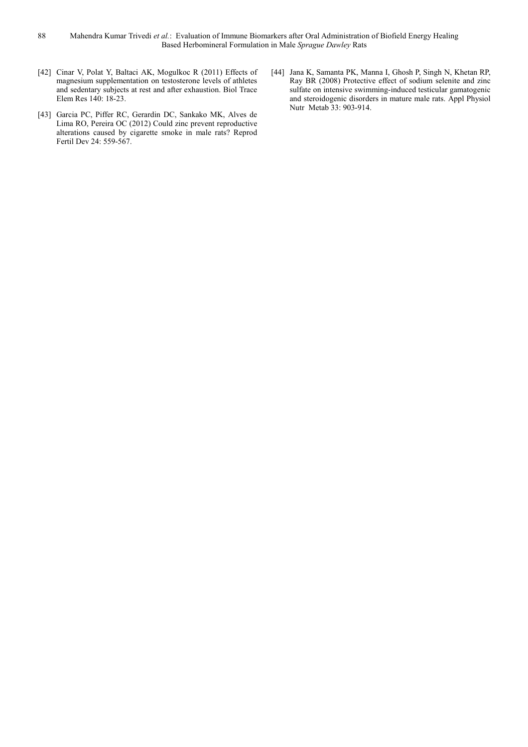[42] Cinar V, Polat Y, Baltaci AK, Mogulkoc R (2011) Effects of magnesium supplementation on testosterone levels of athletes and sedentary subjects at rest and after exhaustion. Biol Trace Elem Res 140: 18-23.

[43] Garcia PC, Piffer RC, Gerardin DC, Sankako MK, Alves de Lima RO, Pereira OC (2012) Could zinc prevent reproductive alterations caused by cigarette smoke in male rats? Reprod Fertil Dev 24: 559-567.

[44] Jana K, Samanta PK, Manna I, Ghosh P, Singh N, Khetan RP, Ray BR (2008) Protective effect of sodium selenite and zinc sulfate on intensive swimming-induced testicular gamatogenic and steroidogenic disorders in mature male rats. Appl Physiol Nutr Metab 33: 903-914.